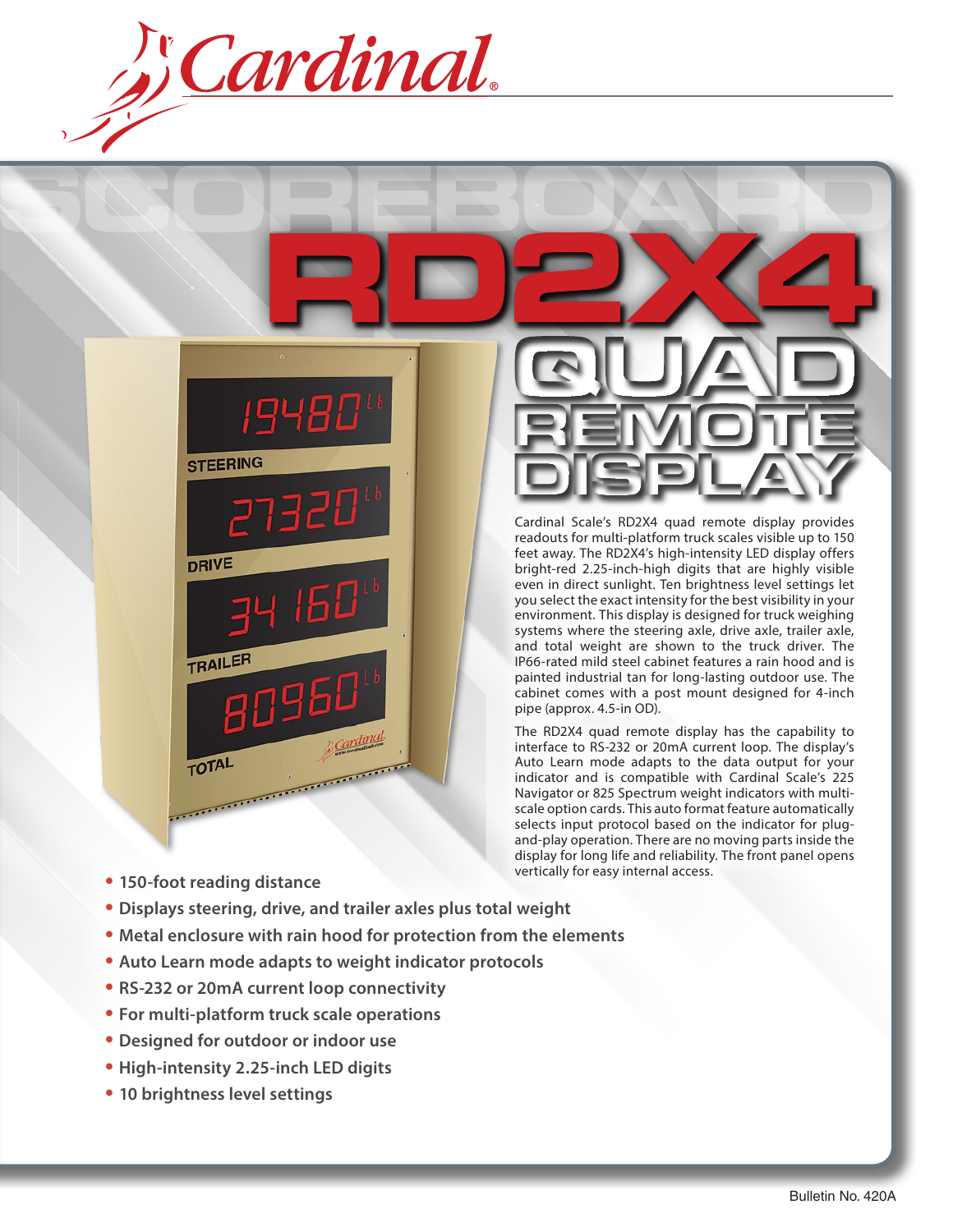Cardinal®

SCOREBOARD

# RD2X4

## QUAD REMOTE DISPLAY

Cardinal Scale's RD2X4 quad remote display provides readouts for multi-platform truck scales visible up to 150 feet away. The RD2X4's high-intensity LED display offers bright-red 2.25-inch-high digits that are highly visible even in direct sunlight. Ten brightness level settings let you select the exact intensity for the best visibility in your environment. This display is designed for truck weighing systems where the steering axle, drive axle, trailer axle, and total weight are shown to the truck driver. The IP66-rated mild steel cabinet features a rain hood and is painted industrial tan for long-lasting outdoor use. The cabinet comes with a post mount designed for 4-inch pipe (approx. 4.5-in OD).

The RD2X4 quad remote display has the capability to interface to RS-232 or 20mA current loop. The display's Auto Learn mode adapts to the data output for your indicator and is compatible with Cardinal Scale's 225 Navigator or 825 Spectrum weight indicators with multi-scale option cards. This auto format feature automatically selects input protocol based on the indicator for plug-and-play operation. There are no moving parts inside the display for long life and reliability. The front panel opens vertically for easy internal access.

- **150-foot reading distance**
- **Displays steering, drive, and trailer axles plus total weight**
- **Metal enclosure with rain hood for protection from the elements**
- **Auto Learn mode adapts to weight indicator protocols**
- **RS-232 or 20mA current loop connectivity**
- **For multi-platform truck scale operations**
- **Designed for outdoor or indoor use**
- **High-intensity 2.25-inch LED digits**
- **10 brightness level settings**

Bulletin No. 420A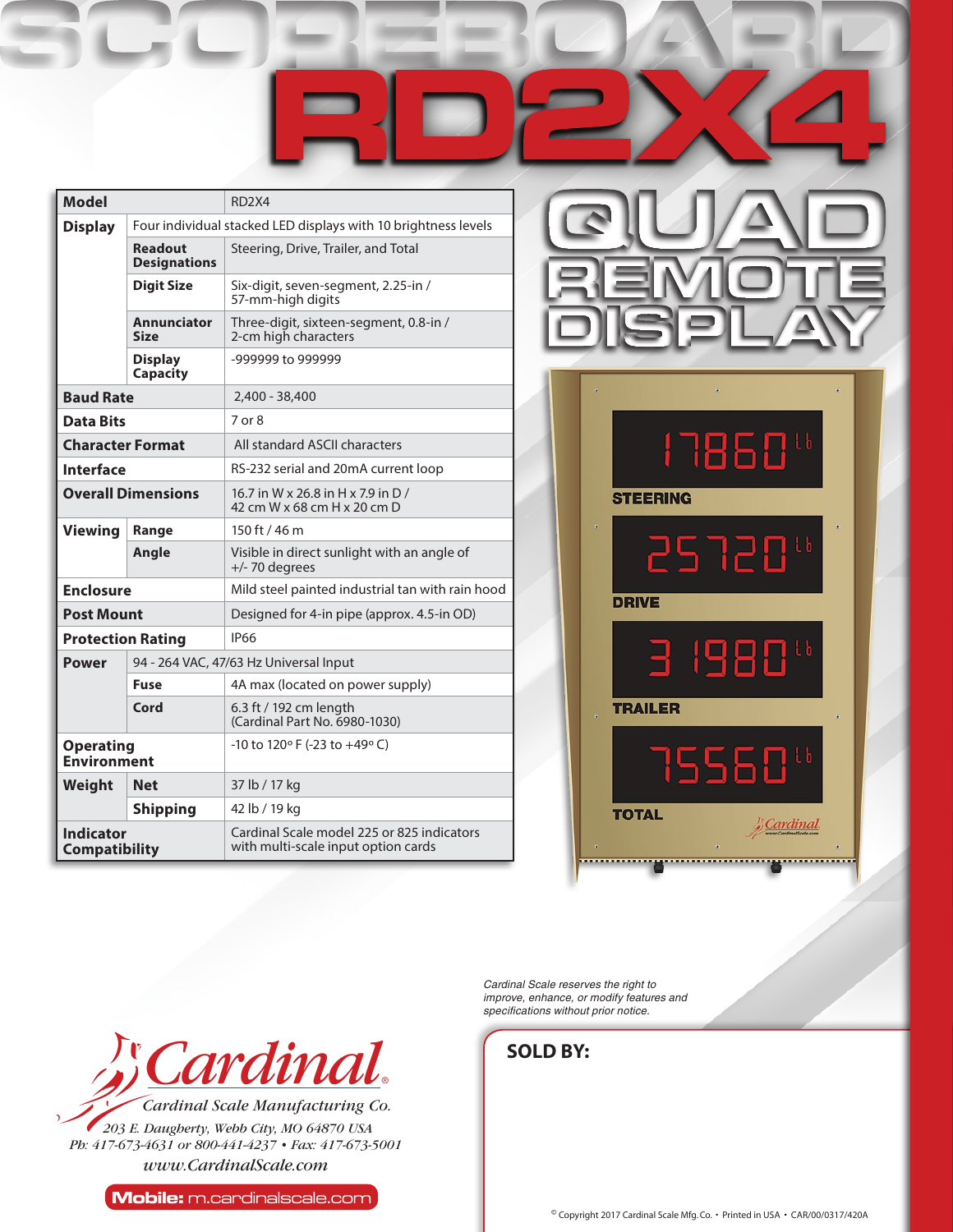# SCOREBOARD RD2X4

## QUAD REMOTE DISPLAY

| | | |
|---|---|---|
| **Model** | | RD2X4 |
| **Display** | Four individual stacked LED displays with 10 brightness levels | |
| | **Readout Designations** | Steering, Drive, Trailer, and Total |
| | **Digit Size** | Six-digit, seven-segment, 2.25-in / 57-mm-high digits |
| | **Annunciator Size** | Three-digit, sixteen-segment, 0.8-in / 2-cm high characters |
| | **Display Capacity** | -999999 to 999999 |
| **Baud Rate** | | 2,400 - 38,400 |
| **Data Bits** | | 7 or 8 |
| **Character Format** | | All standard ASCII characters |
| **Interface** | | RS-232 serial and 20mA current loop |
| **Overall Dimensions** | | 16.7 in W x 26.8 in H x 7.9 in D / 42 cm W x 68 cm H x 20 cm D |
| **Viewing** | **Range** | 150 ft / 46 m |
| | **Angle** | Visible in direct sunlight with an angle of +/- 70 degrees |
| **Enclosure** | | Mild steel painted industrial tan with rain hood |
| **Post Mount** | | Designed for 4-in pipe (approx. 4.5-in OD) |
| **Protection Rating** | | IP66 |
| **Power** | 94 - 264 VAC, 47/63 Hz Universal Input | |
| | **Fuse** | 4A max (located on power supply) |
| | **Cord** | 6.3 ft / 192 cm length (Cardinal Part No. 6980-1030) |
| **Operating Environment** | | -10 to 120° F (-23 to +49° C) |
| **Weight** | **Net** | 37 lb / 17 kg |
| | **Shipping** | 42 lb / 19 kg |
| **Indicator Compatibility** | | Cardinal Scale model 225 or 825 indicators with multi-scale input option cards |

17860 lb
STEERING
25720 lb
DRIVE
31980 lb
TRAILER
75560 lb
TOTAL

*Cardinal Scale reserves the right to improve, enhance, or modify features and specifications without prior notice.*

**Cardinal**
Cardinal Scale Manufacturing Co.
203 E. Daugherty, Webb City, MO 64870 USA
Ph: 417-673-4631 or 800-441-4237 • Fax: 417-673-5001
www.CardinalScale.com

**Mobile:** m.cardinalscale.com

**SOLD BY:**

© Copyright 2017 Cardinal Scale Mfg. Co. • Printed in USA • CAR/00/0317/420A